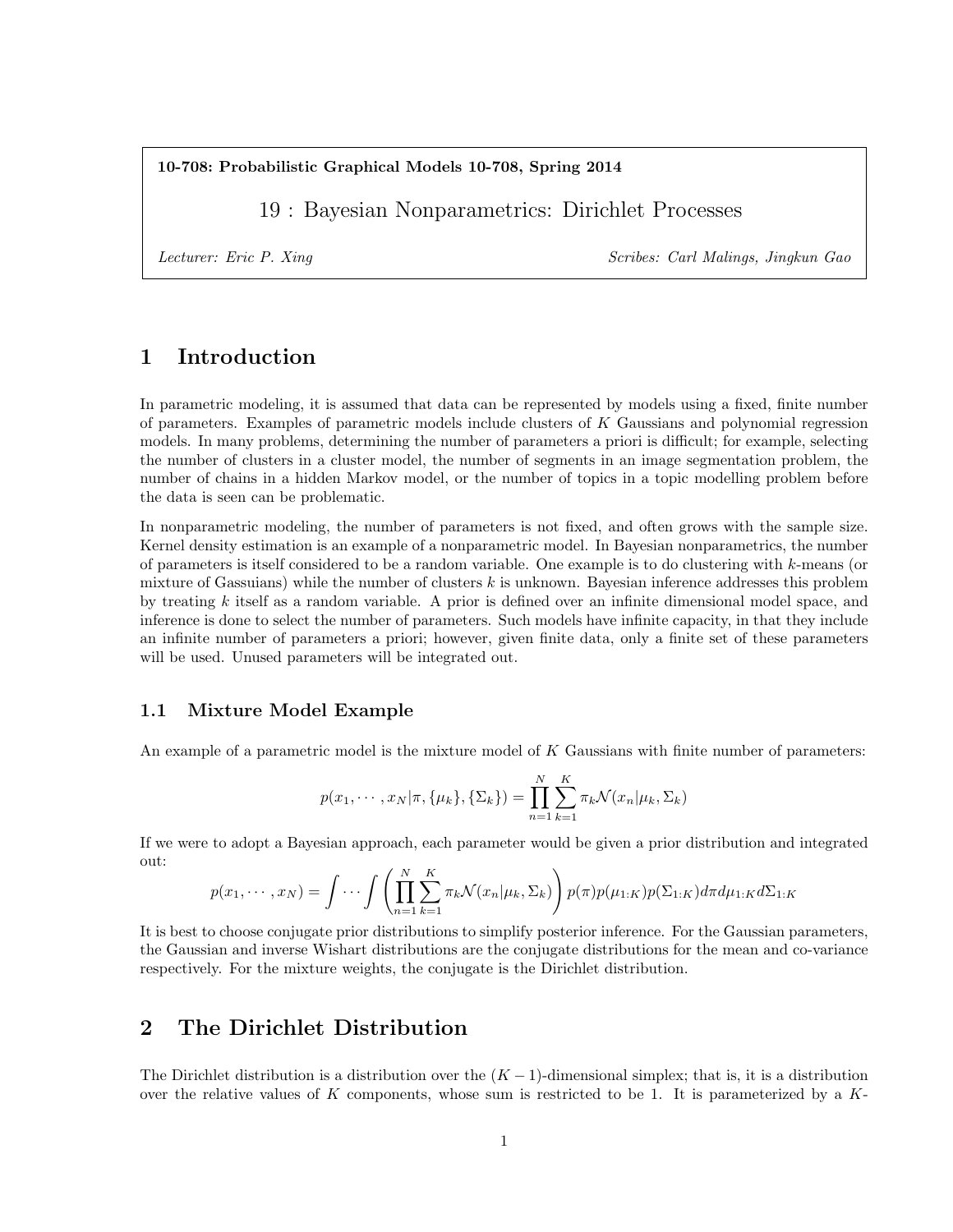**10-708: Probabilistic Graphical Models 10-708, Spring 2014**

# 19 : Bayesian Nonparametrics: Dirichlet Processes

*Lecturer: Eric P. Xing* *Scribes: Carl Malings, Jingkun Gao*

## 1 Introduction

In parametric modeling, it is assumed that data can be represented by models using a fixed, finite number of parameters. Examples of parametric models include clusters of $K$ Gaussians and polynomial regression models. In many problems, determining the number of parameters a priori is difficult; for example, selecting the number of clusters in a cluster model, the number of segments in an image segmentation problem, the number of chains in a hidden Markov model, or the number of topics in a topic modelling problem before the data is seen can be problematic.

In nonparametric modeling, the number of parameters is not fixed, and often grows with the sample size. Kernel density estimation is an example of a nonparametric model. In Bayesian nonparametrics, the number of parameters is itself considered to be a random variable. One example is to do clustering with $k$-means (or mixture of Gassuians) while the number of clusters $k$ is unknown. Bayesian inference addresses this problem by treating $k$ itself as a random variable. A prior is defined over an infinite dimensional model space, and inference is done to select the number of parameters. Such models have infinite capacity, in that they include an infinite number of parameters a priori; however, given finite data, only a finite set of these parameters will be used. Unused parameters will be integrated out.

### 1.1 Mixture Model Example

An example of a parametric model is the mixture model of $K$ Gaussians with finite number of parameters:

$$p(x_1, \cdots, x_N | \pi, \{\mu_k\}, \{\Sigma_k\}) = \prod_{n=1}^{N} \sum_{k=1}^{K} \pi_k \mathcal{N}(x_n | \mu_k, \Sigma_k)$$

If we were to adopt a Bayesian approach, each parameter would be given a prior distribution and integrated out:

$$p(x_1, \cdots, x_N) = \int \cdots \int \left( \prod_{n=1}^{N} \sum_{k=1}^{K} \pi_k \mathcal{N}(x_n | \mu_k, \Sigma_k) \right) p(\pi) p(\mu_{1:K}) p(\Sigma_{1:K}) d\pi d\mu_{1:K} d\Sigma_{1:K}$$

It is best to choose conjugate prior distributions to simplify posterior inference. For the Gaussian parameters, the Gaussian and inverse Wishart distributions are the conjugate distributions for the mean and co-variance respectively. For the mixture weights, the conjugate is the Dirichlet distribution.

## 2 The Dirichlet Distribution

The Dirichlet distribution is a distribution over the $(K-1)$-dimensional simplex; that is, it is a distribution over the relative values of $K$ components, whose sum is restricted to be 1. It is parameterized by a $K$-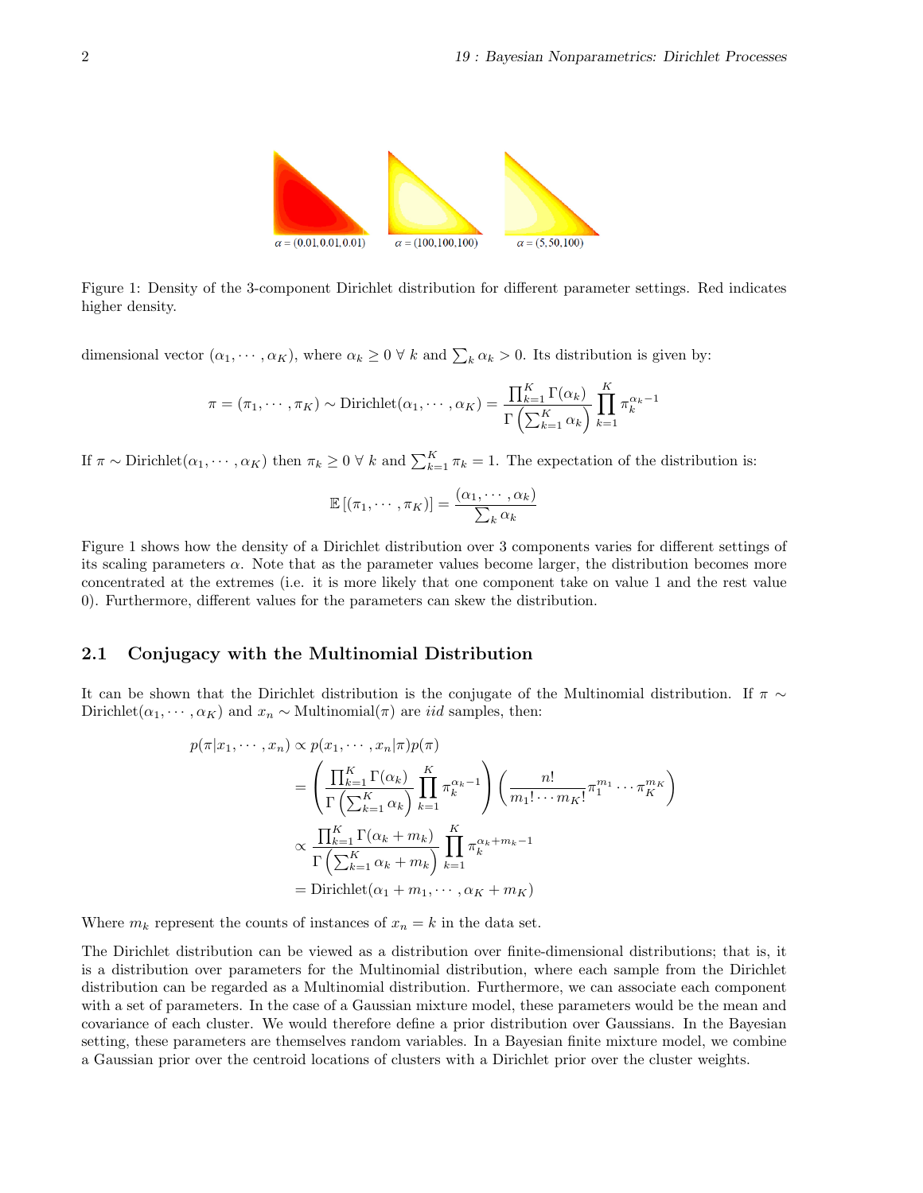Figure 1: Density of the 3-component Dirichlet distribution for different parameter settings. Red indicates higher density.

dimensional vector $(\alpha_1, \cdots, \alpha_K)$, where $\alpha_k \geq 0 \; \forall \; k$ and $\sum_k \alpha_k > 0$. Its distribution is given by:

$$\pi = (\pi_1, \cdots, \pi_K) \sim \text{Dirichlet}(\alpha_1, \cdots, \alpha_K) = \frac{\prod_{k=1}^K \Gamma(\alpha_k)}{\Gamma\left(\sum_{k=1}^K \alpha_k\right)} \prod_{k=1}^K \pi_k^{\alpha_k - 1}$$

If $\pi \sim \text{Dirichlet}(\alpha_1, \cdots, \alpha_K)$ then $\pi_k \geq 0 \; \forall \; k$ and $\sum_{k=1}^K \pi_k = 1$. The expectation of the distribution is:

$$\mathbb{E}\left[(\pi_1, \cdots, \pi_K)\right] = \frac{(\alpha_1, \cdots, \alpha_k)}{\sum_k \alpha_k}$$

Figure 1 shows how the density of a Dirichlet distribution over 3 components varies for different settings of its scaling parameters $\alpha$. Note that as the parameter values become larger, the distribution becomes more concentrated at the extremes (i.e. it is more likely that one component take on value 1 and the rest value 0). Furthermore, different values for the parameters can skew the distribution.

## 2.1 Conjugacy with the Multinomial Distribution

It can be shown that the Dirichlet distribution is the conjugate of the Multinomial distribution. If $\pi \sim \text{Dirichlet}(\alpha_1, \cdots, \alpha_K)$ and $x_n \sim \text{Multinomial}(\pi)$ are *iid* samples, then:

$$\begin{aligned}
p(\pi | x_1, \cdots, x_n) &\propto p(x_1, \cdots, x_n | \pi) p(\pi) \\
&= \left( \frac{\prod_{k=1}^K \Gamma(\alpha_k)}{\Gamma\left(\sum_{k=1}^K \alpha_k\right)} \prod_{k=1}^K \pi_k^{\alpha_k - 1} \right) \left( \frac{n!}{m_1! \cdots m_K!} \pi_1^{m_1} \cdots \pi_K^{m_K} \right) \\
&\propto \frac{\prod_{k=1}^K \Gamma(\alpha_k + m_k)}{\Gamma\left(\sum_{k=1}^K \alpha_k + m_k\right)} \prod_{k=1}^K \pi_k^{\alpha_k + m_k - 1} \\
&= \text{Dirichlet}(\alpha_1 + m_1, \cdots, \alpha_K + m_K)
\end{aligned}$$

Where $m_k$ represent the counts of instances of $x_n = k$ in the data set.

The Dirichlet distribution can be viewed as a distribution over finite-dimensional distributions; that is, it is a distribution over parameters for the Multinomial distribution, where each sample from the Dirichlet distribution can be regarded as a Multinomial distribution. Furthermore, we can associate each component with a set of parameters. In the case of a Gaussian mixture model, these parameters would be the mean and covariance of each cluster. We would therefore define a prior distribution over Gaussians. In the Bayesian setting, these parameters are themselves random variables. In a Bayesian finite mixture model, we combine a Gaussian prior over the centroid locations of clusters with a Dirichlet prior over the cluster weights.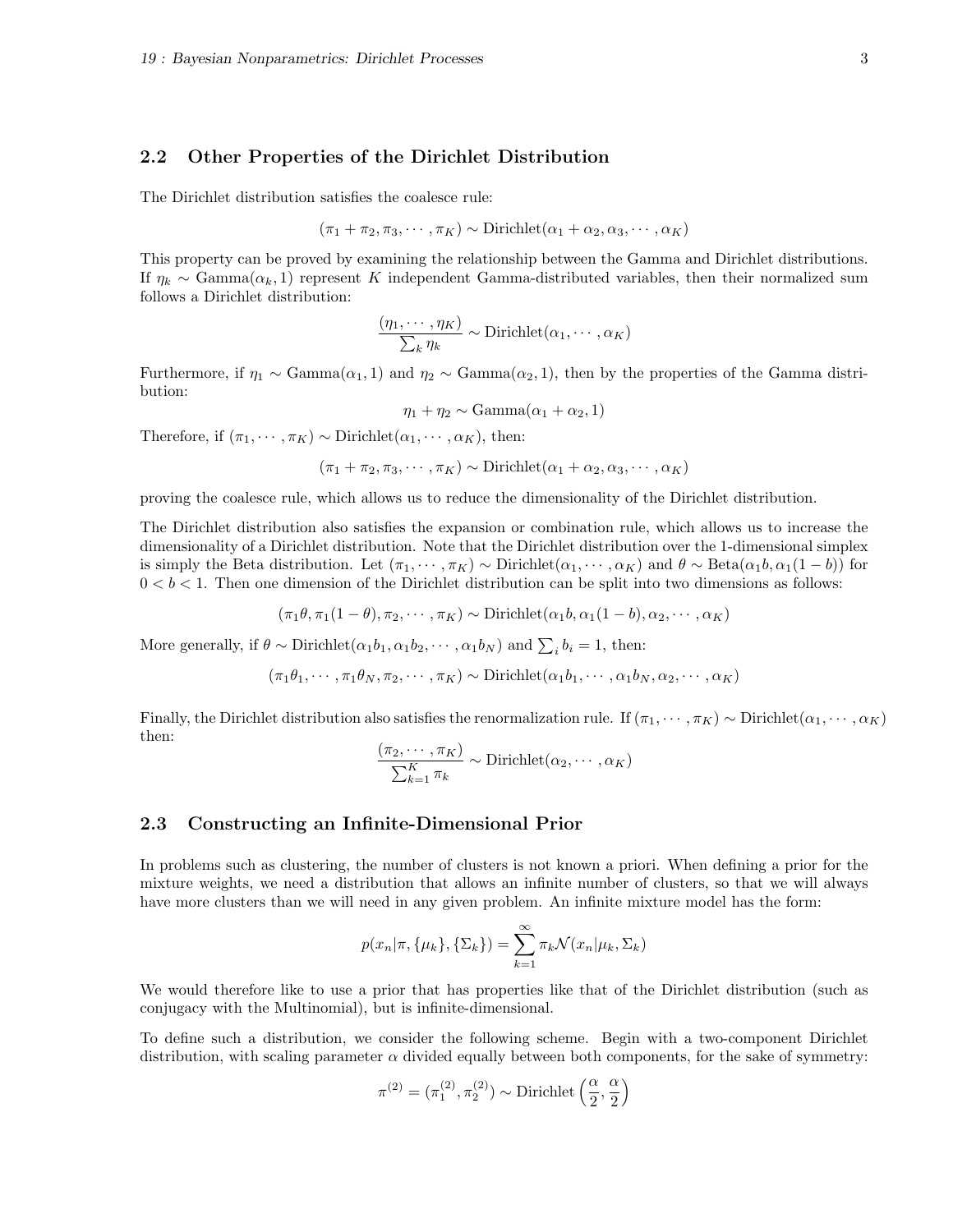## 2.2 Other Properties of the Dirichlet Distribution

The Dirichlet distribution satisfies the coalesce rule:

$$(\pi_1 + \pi_2, \pi_3, \cdots, \pi_K) \sim \text{Dirichlet}(\alpha_1 + \alpha_2, \alpha_3, \cdots, \alpha_K)$$

This property can be proved by examining the relationship between the Gamma and Dirichlet distributions. If $\eta_k \sim \text{Gamma}(\alpha_k, 1)$ represent $K$ independent Gamma-distributed variables, then their normalized sum follows a Dirichlet distribution:

$$\frac{(\eta_1, \cdots, \eta_K)}{\sum_k \eta_k} \sim \text{Dirichlet}(\alpha_1, \cdots, \alpha_K)$$

Furthermore, if $\eta_1 \sim \text{Gamma}(\alpha_1, 1)$ and $\eta_2 \sim \text{Gamma}(\alpha_2, 1)$, then by the properties of the Gamma distribution:

$$\eta_1 + \eta_2 \sim \text{Gamma}(\alpha_1 + \alpha_2, 1)$$

Therefore, if $(\pi_1, \cdots, \pi_K) \sim \text{Dirichlet}(\alpha_1, \cdots, \alpha_K)$, then:

$$(\pi_1 + \pi_2, \pi_3, \cdots, \pi_K) \sim \text{Dirichlet}(\alpha_1 + \alpha_2, \alpha_3, \cdots, \alpha_K)$$

proving the coalesce rule, which allows us to reduce the dimensionality of the Dirichlet distribution.

The Dirichlet distribution also satisfies the expansion or combination rule, which allows us to increase the dimensionality of a Dirichlet distribution. Note that the Dirichlet distribution over the 1-dimensional simplex is simply the Beta distribution. Let $(\pi_1, \cdots, \pi_K) \sim \text{Dirichlet}(\alpha_1, \cdots, \alpha_K)$ and $\theta \sim \text{Beta}(\alpha_1 b, \alpha_1(1-b))$ for $0 < b < 1$. Then one dimension of the Dirichlet distribution can be split into two dimensions as follows:

$$(\pi_1\theta, \pi_1(1-\theta), \pi_2, \cdots, \pi_K) \sim \text{Dirichlet}(\alpha_1 b, \alpha_1(1-b), \alpha_2, \cdots, \alpha_K)$$

More generally, if $\theta \sim \text{Dirichlet}(\alpha_1 b_1, \alpha_1 b_2, \cdots, \alpha_1 b_N)$ and $\sum_i b_i = 1$, then:

$$(\pi_1\theta_1, \cdots, \pi_1\theta_N, \pi_2, \cdots, \pi_K) \sim \text{Dirichlet}(\alpha_1 b_1, \cdots, \alpha_1 b_N, \alpha_2, \cdots, \alpha_K)$$

Finally, the Dirichlet distribution also satisfies the renormalization rule. If $(\pi_1, \cdots, \pi_K) \sim \text{Dirichlet}(\alpha_1, \cdots, \alpha_K)$ then:

$$\frac{(\pi_2, \cdots, \pi_K)}{\sum_{k=1}^{K} \pi_k} \sim \text{Dirichlet}(\alpha_2, \cdots, \alpha_K)$$

## 2.3 Constructing an Infinite-Dimensional Prior

In problems such as clustering, the number of clusters is not known a priori. When defining a prior for the mixture weights, we need a distribution that allows an infinite number of clusters, so that we will always have more clusters than we will need in any given problem. An infinite mixture model has the form:

$$p(x_n|\pi, \{\mu_k\}, \{\Sigma_k\}) = \sum_{k=1}^{\infty} \pi_k \mathcal{N}(x_n|\mu_k, \Sigma_k)$$

We would therefore like to use a prior that has properties like that of the Dirichlet distribution (such as conjugacy with the Multinomial), but is infinite-dimensional.

To define such a distribution, we consider the following scheme. Begin with a two-component Dirichlet distribution, with scaling parameter $\alpha$ divided equally between both components, for the sake of symmetry:

$$\pi^{(2)} = (\pi_1^{(2)}, \pi_2^{(2)}) \sim \text{Dirichlet}\left(\frac{\alpha}{2}, \frac{\alpha}{2}\right)$$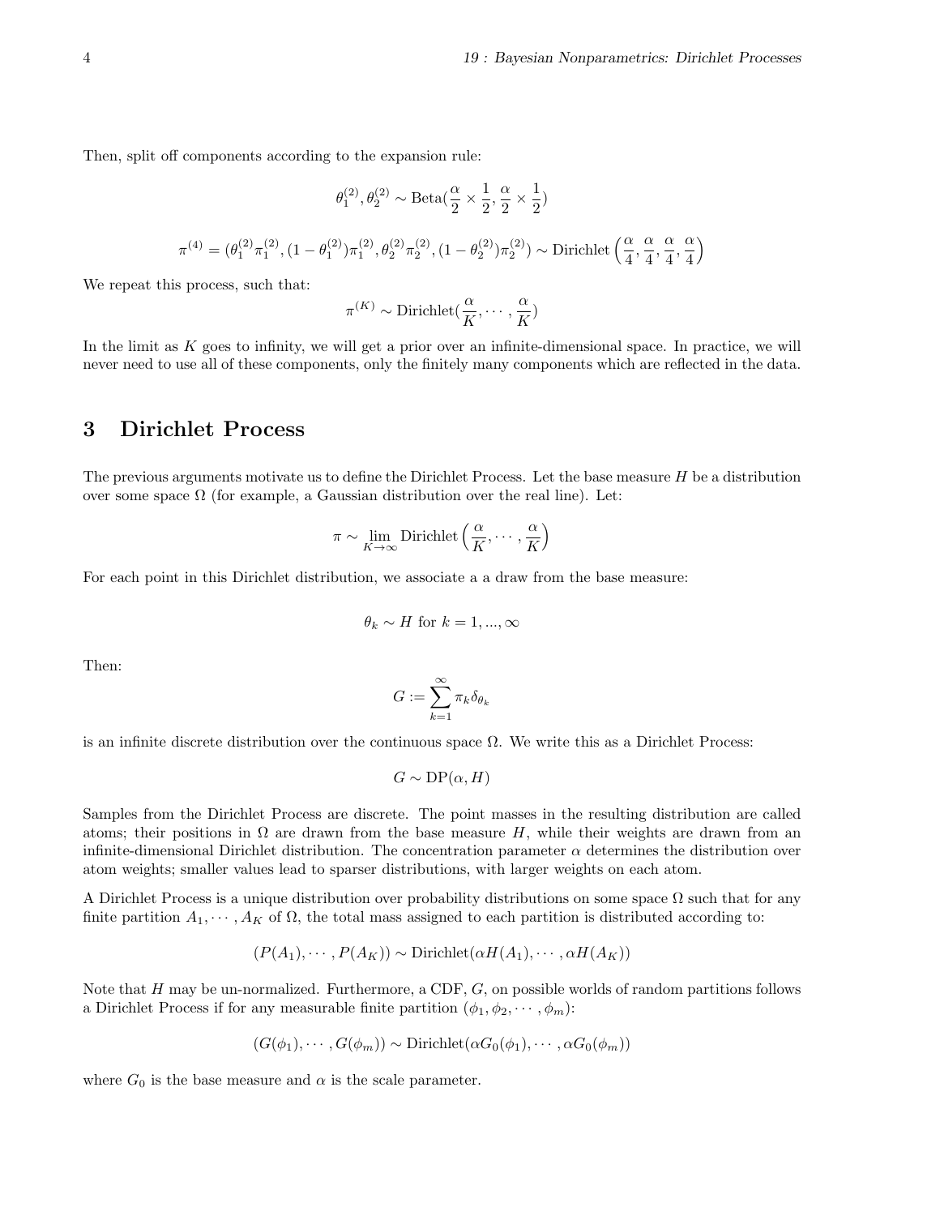Then, split off components according to the expansion rule:

$$\theta_1^{(2)}, \theta_2^{(2)} \sim \text{Beta}(\frac{\alpha}{2} \times \frac{1}{2}, \frac{\alpha}{2} \times \frac{1}{2})$$

$$\pi^{(4)} = (\theta_1^{(2)}\pi_1^{(2)}, (1-\theta_1^{(2)})\pi_1^{(2)}, \theta_2^{(2)}\pi_2^{(2)}, (1-\theta_2^{(2)})\pi_2^{(2)}) \sim \text{Dirichlet}\left(\frac{\alpha}{4}, \frac{\alpha}{4}, \frac{\alpha}{4}, \frac{\alpha}{4}\right)$$

We repeat this process, such that:

$$\pi^{(K)} \sim \text{Dirichlet}(\frac{\alpha}{K}, \cdots, \frac{\alpha}{K})$$

In the limit as $K$ goes to infinity, we will get a prior over an infinite-dimensional space. In practice, we will never need to use all of these components, only the finitely many components which are reflected in the data.

# 3 Dirichlet Process

The previous arguments motivate us to define the Dirichlet Process. Let the base measure $H$ be a distribution over some space $\Omega$ (for example, a Gaussian distribution over the real line). Let:

$$\pi \sim \lim_{K \to \infty} \text{Dirichlet}\left(\frac{\alpha}{K}, \cdots, \frac{\alpha}{K}\right)$$

For each point in this Dirichlet distribution, we associate a a draw from the base measure:

$$\theta_k \sim H \text{ for } k = 1, ..., \infty$$

Then:

$$G := \sum_{k=1}^{\infty} \pi_k \delta_{\theta_k}$$

is an infinite discrete distribution over the continuous space $\Omega$. We write this as a Dirichlet Process:

$$G \sim \text{DP}(\alpha, H)$$

Samples from the Dirichlet Process are discrete. The point masses in the resulting distribution are called atoms; their positions in $\Omega$ are drawn from the base measure $H$, while their weights are drawn from an infinite-dimensional Dirichlet distribution. The concentration parameter $\alpha$ determines the distribution over atom weights; smaller values lead to sparser distributions, with larger weights on each atom.

A Dirichlet Process is a unique distribution over probability distributions on some space $\Omega$ such that for any finite partition $A_1, \cdots, A_K$ of $\Omega$, the total mass assigned to each partition is distributed according to:

$$(P(A_1), \cdots, P(A_K)) \sim \text{Dirichlet}(\alpha H(A_1), \cdots, \alpha H(A_K))$$

Note that $H$ may be un-normalized. Furthermore, a CDF, $G$, on possible worlds of random partitions follows a Dirichlet Process if for any measurable finite partition $(\phi_1, \phi_2, \cdots, \phi_m)$:

$$(G(\phi_1), \cdots, G(\phi_m)) \sim \text{Dirichlet}(\alpha G_0(\phi_1), \cdots, \alpha G_0(\phi_m))$$

where $G_0$ is the base measure and $\alpha$ is the scale parameter.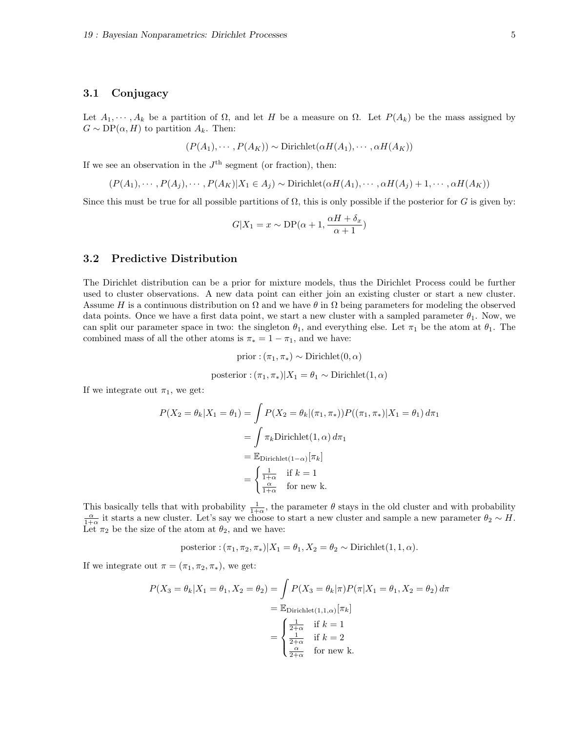## 3.1 Conjugacy

Let $A_1, \cdots, A_k$ be a partition of $\Omega$, and let $H$ be a measure on $\Omega$. Let $P(A_k)$ be the mass assigned by $G \sim \text{DP}(\alpha, H)$ to partition $A_k$. Then:

$$(P(A_1), \cdots, P(A_K)) \sim \text{Dirichlet}(\alpha H(A_1), \cdots, \alpha H(A_K))$$

If we see an observation in the $J^{\text{th}}$ segment (or fraction), then:

$$(P(A_1), \cdots, P(A_j), \cdots, P(A_K)|X_1 \in A_j) \sim \text{Dirichlet}(\alpha H(A_1), \cdots, \alpha H(A_j) + 1, \cdots, \alpha H(A_K))$$

Since this must be true for all possible partitions of $\Omega$, this is only possible if the posterior for $G$ is given by:

$$G|X_1 = x \sim \text{DP}(\alpha + 1, \frac{\alpha H + \delta_x}{\alpha + 1})$$

## 3.2 Predictive Distribution

The Dirichlet distribution can be a prior for mixture models, thus the Dirichlet Process could be further used to cluster observations. A new data point can either join an existing cluster or start a new cluster. Assume $H$ is a continuous distribution on $\Omega$ and we have $\theta$ in $\Omega$ being parameters for modeling the observed data points. Once we have a first data point, we start a new cluster with a sampled parameter $\theta_1$. Now, we can split our parameter space in two: the singleton $\theta_1$, and everything else. Let $\pi_1$ be the atom at $\theta_1$. The combined mass of all the other atoms is $\pi_* = 1 - \pi_1$, and we have:

$$\text{prior} : (\pi_1, \pi_*) \sim \text{Dirichlet}(0, \alpha)$$

$$\text{posterior} : (\pi_1, \pi_*)|X_1 = \theta_1 \sim \text{Dirichlet}(1, \alpha)$$

If we integrate out $\pi_1$, we get:

$$\begin{aligned}
P(X_2 = \theta_k | X_1 = \theta_1) &= \int P(X_2 = \theta_k | (\pi_1, \pi_*)) P((\pi_1, \pi_*)|X_1 = \theta_1)\, d\pi_1 \\
&= \int \pi_k \text{Dirichlet}(1, \alpha)\, d\pi_1 \\
&= \mathbb{E}_{\text{Dirichlet}(1-\alpha)}[\pi_k] \\
&= \begin{cases} \frac{1}{1+\alpha} & \text{if } k = 1 \\ \frac{\alpha}{1+\alpha} & \text{for new k.} \end{cases}
\end{aligned}$$

This basically tells that with probability $\frac{1}{1+\alpha}$, the parameter $\theta$ stays in the old cluster and with probability $\frac{\alpha}{1+\alpha}$ it starts a new cluster. Let's say we choose to start a new cluster and sample a new parameter $\theta_2 \sim H$. Let $\pi_2$ be the size of the atom at $\theta_2$, and we have:

$$\text{posterior} : (\pi_1, \pi_2, \pi_*)|X_1 = \theta_1, X_2 = \theta_2 \sim \text{Dirichlet}(1, 1, \alpha).$$

If we integrate out $\pi = (\pi_1, \pi_2, \pi_*)$, we get:

$$\begin{aligned}
P(X_3 = \theta_k | X_1 = \theta_1, X_2 = \theta_2) &= \int P(X_3 = \theta_k | \pi) P(\pi | X_1 = \theta_1, X_2 = \theta_2)\, d\pi \\
&= \mathbb{E}_{\text{Dirichlet}(1,1,\alpha)}[\pi_k] \\
&= \begin{cases} \frac{1}{2+\alpha} & \text{if } k = 1 \\ \frac{1}{2+\alpha} & \text{if } k = 2 \\ \frac{\alpha}{2+\alpha} & \text{for new k.} \end{cases}
\end{aligned}$$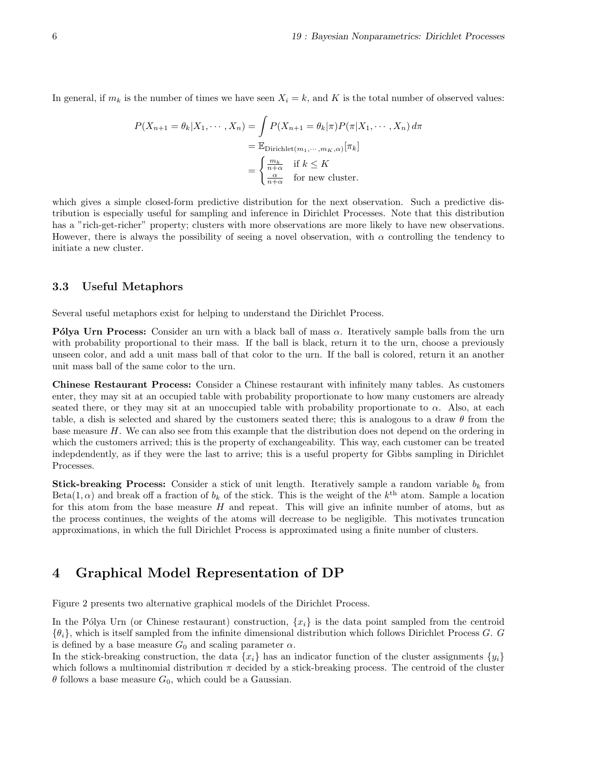In general, if $m_k$ is the number of times we have seen $X_i = k$, and $K$ is the total number of observed values:

$$
\begin{aligned}
P(X_{n+1} = \theta_k | X_1, \cdots, X_n) &= \int P(X_{n+1} = \theta_k | \pi) P(\pi | X_1, \cdots, X_n) \, d\pi \\
&= \mathbb{E}_{\text{Dirichlet}(m_1, \cdots, m_K, \alpha)}[\pi_k] \\
&= \begin{cases} \frac{m_k}{n+\alpha} & \text{if } k \leq K \\ \frac{\alpha}{n+\alpha} & \text{for new cluster.} \end{cases}
\end{aligned}
$$

which gives a simple closed-form predictive distribution for the next observation. Such a predictive distribution is especially useful for sampling and inference in Dirichlet Processes. Note that this distribution has a "rich-get-richer" property; clusters with more observations are more likely to have new observations. However, there is always the possibility of seeing a novel observation, with $\alpha$ controlling the tendency to initiate a new cluster.

### 3.3 Useful Metaphors

Several useful metaphors exist for helping to understand the Dirichlet Process.

**Pólya Urn Process:** Consider an urn with a black ball of mass $\alpha$. Iteratively sample balls from the urn with probability proportional to their mass. If the ball is black, return it to the urn, choose a previously unseen color, and add a unit mass ball of that color to the urn. If the ball is colored, return it an another unit mass ball of the same color to the urn.

**Chinese Restaurant Process:** Consider a Chinese restaurant with infinitely many tables. As customers enter, they may sit at an occupied table with probability proportionate to how many customers are already seated there, or they may sit at an unoccupied table with probability proportionate to $\alpha$. Also, at each table, a dish is selected and shared by the customers seated there; this is analogous to a draw $\theta$ from the base measure $H$. We can also see from this example that the distribution does not depend on the ordering in which the customers arrived; this is the property of exchangeability. This way, each customer can be treated indepdendently, as if they were the last to arrive; this is a useful property for Gibbs sampling in Dirichlet Processes.

**Stick-breaking Process:** Consider a stick of unit length. Iteratively sample a random variable $b_k$ from $\text{Beta}(1, \alpha)$ and break off a fraction of $b_k$ of the stick. This is the weight of the $k^{\text{th}}$ atom. Sample a location for this atom from the base measure $H$ and repeat. This will give an infinite number of atoms, but as the process continues, the weights of the atoms will decrease to be negligible. This motivates truncation approximations, in which the full Dirichlet Process is approximated using a finite number of clusters.

## 4 Graphical Model Representation of DP

Figure 2 presents two alternative graphical models of the Dirichlet Process.

In the Pólya Urn (or Chinese restaurant) construction, $\{x_i\}$ is the data point sampled from the centroid $\{\theta_i\}$, which is itself sampled from the infinite dimensional distribution which follows Dirichlet Process $G$. $G$ is defined by a base measure $G_0$ and scaling parameter $\alpha$.

In the stick-breaking construction, the data $\{x_i\}$ has an indicator function of the cluster assignments $\{y_i\}$ which follows a multinomial distribution $\pi$ decided by a stick-breaking process. The centroid of the cluster $\theta$ follows a base measure $G_0$, which could be a Gaussian.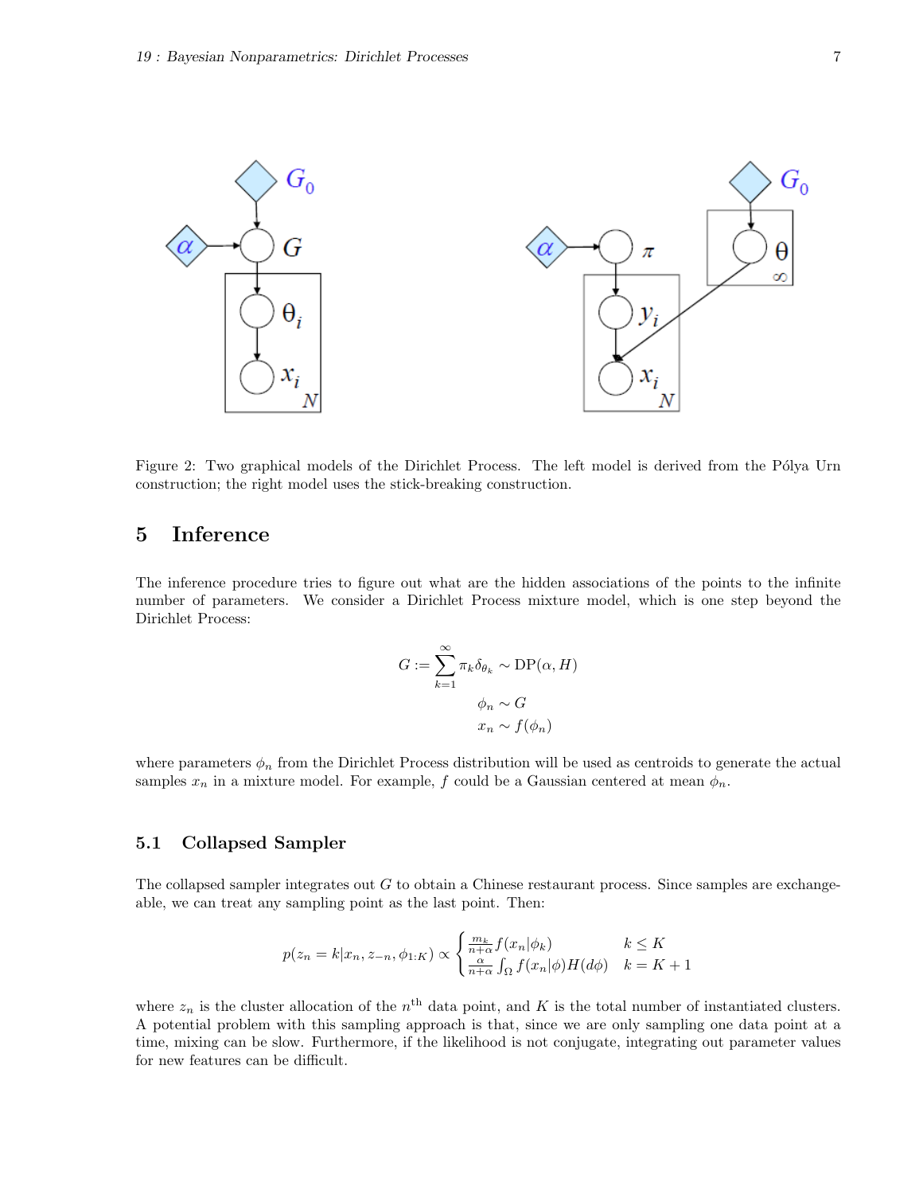Figure 2: Two graphical models of the Dirichlet Process. The left model is derived from the Pólya Urn construction; the right model uses the stick-breaking construction.

## 5 Inference

The inference procedure tries to figure out what are the hidden associations of the points to the infinite number of parameters. We consider a Dirichlet Process mixture model, which is one step beyond the Dirichlet Process:

$$
\begin{aligned}
G := \sum_{k=1}^{\infty} \pi_k \delta_{\theta_k} &\sim \mathrm{DP}(\alpha, H) \\
\phi_n &\sim G \\
x_n &\sim f(\phi_n)
\end{aligned}
$$

where parameters $\phi_n$ from the Dirichlet Process distribution will be used as centroids to generate the actual samples $x_n$ in a mixture model. For example, $f$ could be a Gaussian centered at mean $\phi_n$.

### 5.1 Collapsed Sampler

The collapsed sampler integrates out $G$ to obtain a Chinese restaurant process. Since samples are exchangeable, we can treat any sampling point as the last point. Then:

$$
p(z_n = k | x_n, z_{-n}, \phi_{1:K}) \propto \begin{cases} \frac{m_k}{n+\alpha} f(x_n|\phi_k) & k \leq K \\ \frac{\alpha}{n+\alpha} \int_{\Omega} f(x_n|\phi) H(d\phi) & k = K+1 \end{cases}
$$

where $z_n$ is the cluster allocation of the $n^{\text{th}}$ data point, and $K$ is the total number of instantiated clusters. A potential problem with this sampling approach is that, since we are only sampling one data point at a time, mixing can be slow. Furthermore, if the likelihood is not conjugate, integrating out parameter values for new features can be difficult.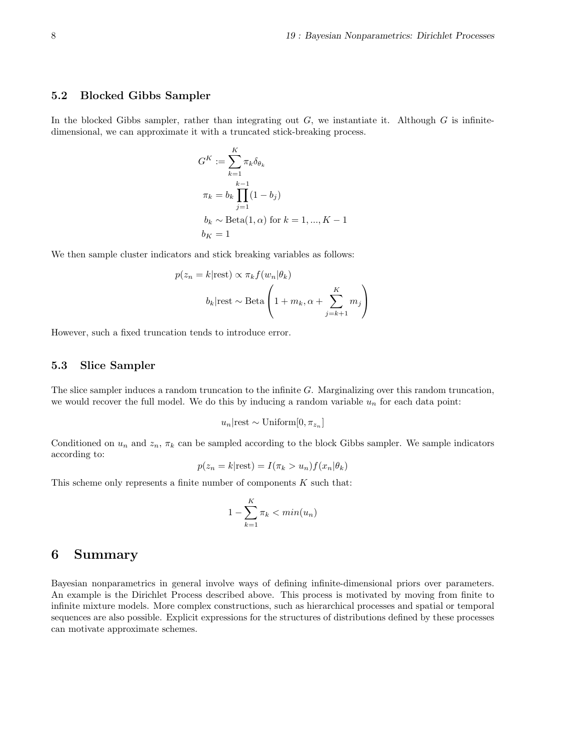### 5.2 Blocked Gibbs Sampler

In the blocked Gibbs sampler, rather than integrating out $G$, we instantiate it. Although $G$ is infinite-dimensional, we can approximate it with a truncated stick-breaking process.

$$
\begin{aligned}
G^K &:= \sum_{k=1}^{K} \pi_k \delta_{\theta_k} \\
\pi_k &= b_k \prod_{j=1}^{k-1} (1 - b_j) \\
b_k &\sim \text{Beta}(1, \alpha) \text{ for } k = 1, ..., K-1 \\
b_K &= 1
\end{aligned}
$$

We then sample cluster indicators and stick breaking variables as follows:

$$
\begin{aligned}
p(z_n = k | \text{rest}) &\propto \pi_k f(w_n | \theta_k) \\
b_k | \text{rest} &\sim \text{Beta}\left(1 + m_k, \alpha + \sum_{j=k+1}^{K} m_j\right)
\end{aligned}
$$

However, such a fixed truncation tends to introduce error.

### 5.3 Slice Sampler

The slice sampler induces a random truncation to the infinite $G$. Marginalizing over this random truncation, we would recover the full model. We do this by inducing a random variable $u_n$ for each data point:

$$
u_n | \text{rest} \sim \text{Uniform}[0, \pi_{z_n}]
$$

Conditioned on $u_n$ and $z_n$, $\pi_k$ can be sampled according to the block Gibbs sampler. We sample indicators according to:

$$
p(z_n = k | \text{rest}) = I(\pi_k > u_n) f(x_n | \theta_k)
$$

This scheme only represents a finite number of components $K$ such that:

$$
1 - \sum_{k=1}^{K} \pi_k < min(u_n)
$$

## 6 Summary

Bayesian nonparametrics in general involve ways of defining infinite-dimensional priors over parameters. An example is the Dirichlet Process described above. This process is motivated by moving from finite to infinite mixture models. More complex constructions, such as hierarchical processes and spatial or temporal sequences are also possible. Explicit expressions for the structures of distributions defined by these processes can motivate approximate schemes.